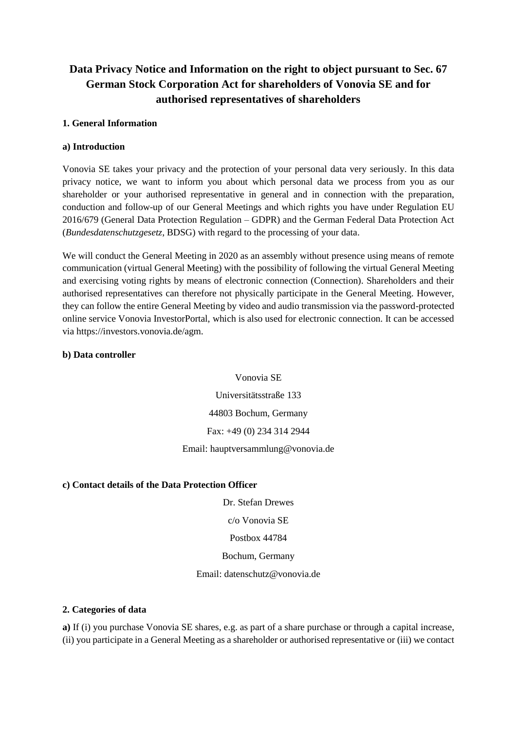# Data Privacy Notice and Information on the right to object pursuant to Sec. 67 German Stock Corporation Act for shareholders of Vonovia SE and for authorised representatives of shareholders

## 1. General Information

### a) Introduction

Vonovia SE takes your privacy and the protection of your personal data very seriously. In this data privacy notice, we want to inform you about which personal data we process from you as our shareholder or your authorised representative in general and in connection with the preparation, conduction and follow-up of our General Meetings and which rights you have under Regulation EU 2016/679 (General Data Protection Regulation – GDPR) and the German Federal Data Protection Act (*Bundesdatenschutzgesetz*, BDSG) with regard to the processing of your data.

We will conduct the General Meeting in 2020 as an assembly without presence using means of remote communication (virtual General Meeting) with the possibility of following the virtual General Meeting and exercising voting rights by means of electronic connection (Connection). Shareholders and their authorised representatives can therefore not physically participate in the General Meeting. However, they can follow the entire General Meeting by video and audio transmission via the password-protected online service Vonovia InvestorPortal, which is also used for electronic connection. It can be accessed via https://investors.vonovia.de/agm.

### b) Data controller

Vonovia SE

Universitätsstraße 133

44803 Bochum, Germany

Fax: +49 (0) 234 314 2944

Email: hauptversammlung@vonovia.de

### c) Contact details of the Data Protection Officer

Dr. Stefan Drewes

c/o Vonovia SE

Postbox 44784

Bochum, Germany

Email: datenschutz@vonovia.de

## 2. Categories of data

**a)** If (i) you purchase Vonovia SE shares, e.g. as part of a share purchase or through a capital increase, (ii) you participate in a General Meeting as a shareholder or authorised representative or (iii) we contact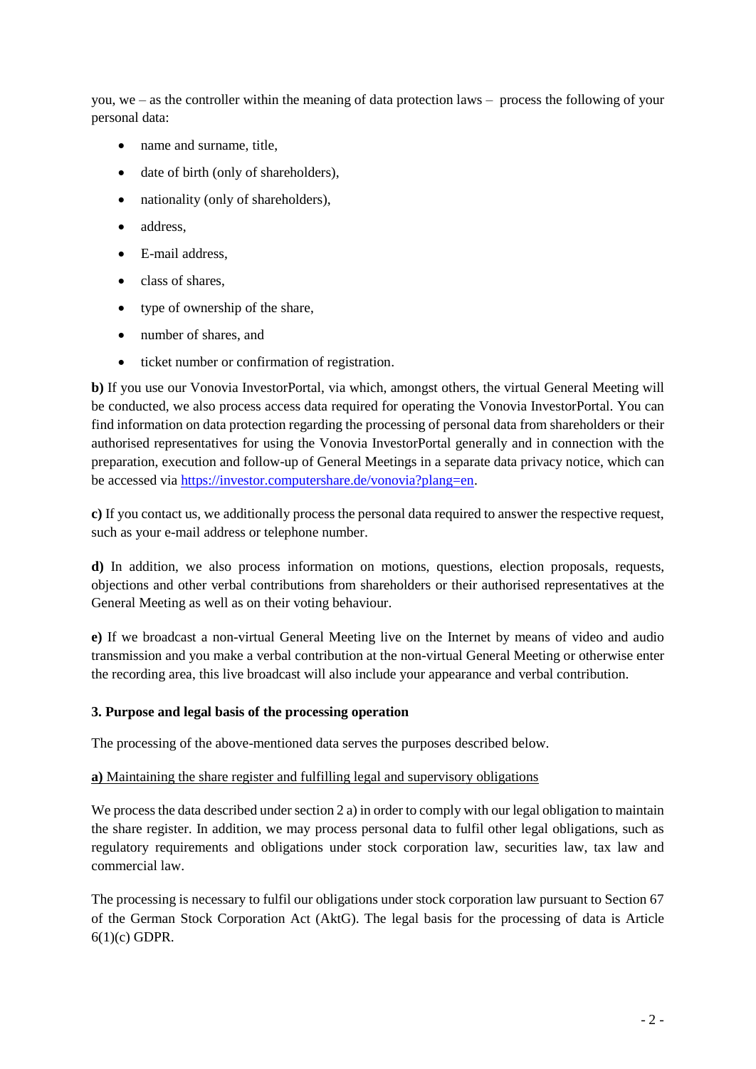you, we – as the controller within the meaning of data protection laws – process the following of your personal data:

- name and surname, title,
- date of birth (only of shareholders),
- nationality (only of shareholders),
- address,
- E-mail address,
- class of shares,
- type of ownership of the share,
- number of shares, and
- ticket number or confirmation of registration.

**b)** If you use our Vonovia InvestorPortal, via which, amongst others, the virtual General Meeting will be conducted, we also process access data required for operating the Vonovia InvestorPortal. You can find information on data protection regarding the processing of personal data from shareholders or their authorised representatives for using the Vonovia InvestorPortal generally and in connection with the preparation, execution and follow-up of General Meetings in a separate data privacy notice, which can be accessed via [https://investor.computershare.de/vonovia?plang=en](https://investor.computershare.de/vonovia?plang=en).

**c)** If you contact us, we additionally process the personal data required to answer the respective request, such as your e-mail address or telephone number.

**d)** In addition, we also process information on motions, questions, election proposals, requests, objections and other verbal contributions from shareholders or their authorised representatives at the General Meeting as well as on their voting behaviour.

**e)** If we broadcast a non-virtual General Meeting live on the Internet by means of video and audio transmission and you make a verbal contribution at the non-virtual General Meeting or otherwise enter the recording area, this live broadcast will also include your appearance and verbal contribution.

### 3. Purpose and legal basis of the processing operation

The processing of the above-mentioned data serves the purposes described below.

**a)** Maintaining the share register and fulfilling legal and supervisory obligations

We process the data described under section 2 a) in order to comply with our legal obligation to maintain the share register. In addition, we may process personal data to fulfil other legal obligations, such as regulatory requirements and obligations under stock corporation law, securities law, tax law and commercial law.

The processing is necessary to fulfil our obligations under stock corporation law pursuant to Section 67 of the German Stock Corporation Act (AktG). The legal basis for the processing of data is Article 6(1)(c) GDPR.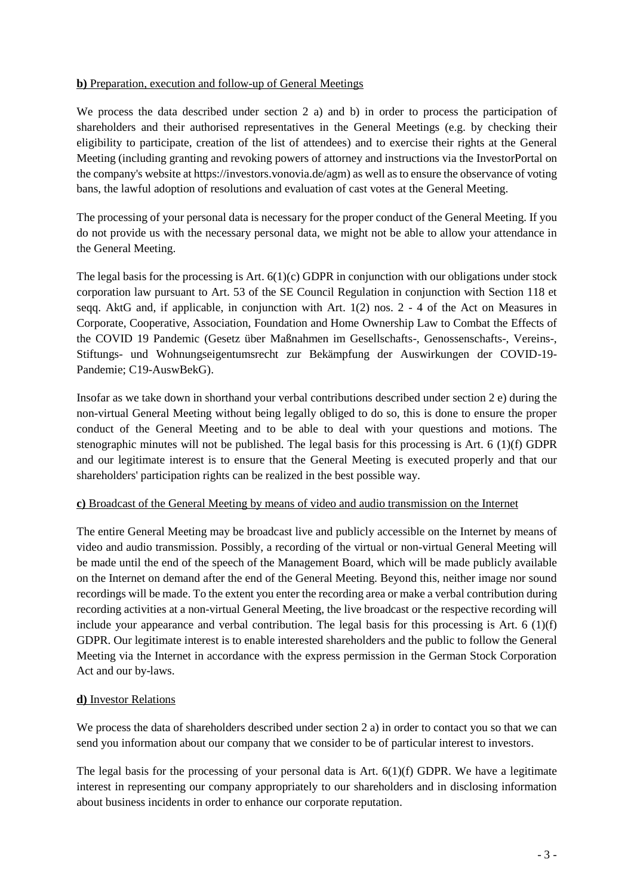**b)** <u>Preparation, execution and follow-up of General Meetings</u>

We process the data described under section 2 a) and b) in order to process the participation of shareholders and their authorised representatives in the General Meetings (e.g. by checking their eligibility to participate, creation of the list of attendees) and to exercise their rights at the General Meeting (including granting and revoking powers of attorney and instructions via the InvestorPortal on the company's website at https://investors.vonovia.de/agm) as well as to ensure the observance of voting bans, the lawful adoption of resolutions and evaluation of cast votes at the General Meeting.

The processing of your personal data is necessary for the proper conduct of the General Meeting. If you do not provide us with the necessary personal data, we might not be able to allow your attendance in the General Meeting.

The legal basis for the processing is Art. 6(1)(c) GDPR in conjunction with our obligations under stock corporation law pursuant to Art. 53 of the SE Council Regulation in conjunction with Section 118 et seqq. AktG and, if applicable, in conjunction with Art. 1(2) nos. 2 - 4 of the Act on Measures in Corporate, Cooperative, Association, Foundation and Home Ownership Law to Combat the Effects of the COVID 19 Pandemic (Gesetz über Maßnahmen im Gesellschafts-, Genossenschafts-, Vereins-, Stiftungs- und Wohnungseigentumsrecht zur Bekämpfung der Auswirkungen der COVID-19-Pandemie; C19-AuswBekG).

Insofar as we take down in shorthand your verbal contributions described under section 2 e) during the non-virtual General Meeting without being legally obliged to do so, this is done to ensure the proper conduct of the General Meeting and to be able to deal with your questions and motions. The stenographic minutes will not be published. The legal basis for this processing is Art. 6 (1)(f) GDPR and our legitimate interest is to ensure that the General Meeting is executed properly and that our shareholders' participation rights can be realized in the best possible way.

**c)** <u>Broadcast of the General Meeting by means of video and audio transmission on the Internet</u>

The entire General Meeting may be broadcast live and publicly accessible on the Internet by means of video and audio transmission. Possibly, a recording of the virtual or non-virtual General Meeting will be made until the end of the speech of the Management Board, which will be made publicly available on the Internet on demand after the end of the General Meeting. Beyond this, neither image nor sound recordings will be made. To the extent you enter the recording area or make a verbal contribution during recording activities at a non-virtual General Meeting, the live broadcast or the respective recording will include your appearance and verbal contribution. The legal basis for this processing is Art. 6 (1)(f) GDPR. Our legitimate interest is to enable interested shareholders and the public to follow the General Meeting via the Internet in accordance with the express permission in the German Stock Corporation Act and our by-laws.

**d)** <u>Investor Relations</u>

We process the data of shareholders described under section 2 a) in order to contact you so that we can send you information about our company that we consider to be of particular interest to investors.

The legal basis for the processing of your personal data is Art. 6(1)(f) GDPR. We have a legitimate interest in representing our company appropriately to our shareholders and in disclosing information about business incidents in order to enhance our corporate reputation.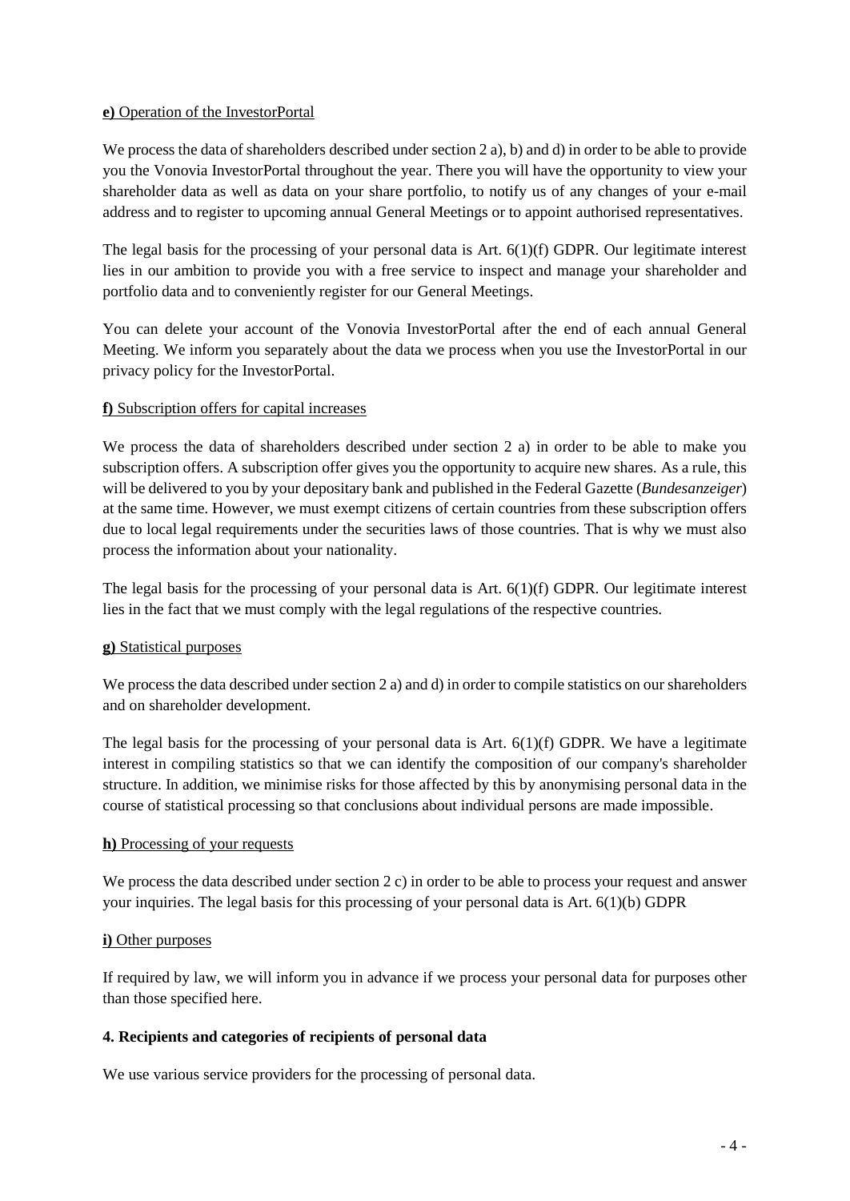**e)** <u>Operation of the InvestorPortal</u>

We process the data of shareholders described under section 2 a), b) and d) in order to be able to provide you the Vonovia InvestorPortal throughout the year. There you will have the opportunity to view your shareholder data as well as data on your share portfolio, to notify us of any changes of your e-mail address and to register to upcoming annual General Meetings or to appoint authorised representatives.

The legal basis for the processing of your personal data is Art. 6(1)(f) GDPR. Our legitimate interest lies in our ambition to provide you with a free service to inspect and manage your shareholder and portfolio data and to conveniently register for our General Meetings.

You can delete your account of the Vonovia InvestorPortal after the end of each annual General Meeting. We inform you separately about the data we process when you use the InvestorPortal in our privacy policy for the InvestorPortal.

**f)** <u>Subscription offers for capital increases</u>

We process the data of shareholders described under section 2 a) in order to be able to make you subscription offers. A subscription offer gives you the opportunity to acquire new shares. As a rule, this will be delivered to you by your depositary bank and published in the Federal Gazette (*Bundesanzeiger*) at the same time. However, we must exempt citizens of certain countries from these subscription offers due to local legal requirements under the securities laws of those countries. That is why we must also process the information about your nationality.

The legal basis for the processing of your personal data is Art. 6(1)(f) GDPR. Our legitimate interest lies in the fact that we must comply with the legal regulations of the respective countries.

**g)** <u>Statistical purposes</u>

We process the data described under section 2 a) and d) in order to compile statistics on our shareholders and on shareholder development.

The legal basis for the processing of your personal data is Art. 6(1)(f) GDPR. We have a legitimate interest in compiling statistics so that we can identify the composition of our company's shareholder structure. In addition, we minimise risks for those affected by this by anonymising personal data in the course of statistical processing so that conclusions about individual persons are made impossible.

**h)** <u>Processing of your requests</u>

We process the data described under section 2 c) in order to be able to process your request and answer your inquiries. The legal basis for this processing of your personal data is Art. 6(1)(b) GDPR

**i)** <u>Other purposes</u>

If required by law, we will inform you in advance if we process your personal data for purposes other than those specified here.

**4. Recipients and categories of recipients of personal data**

We use various service providers for the processing of personal data.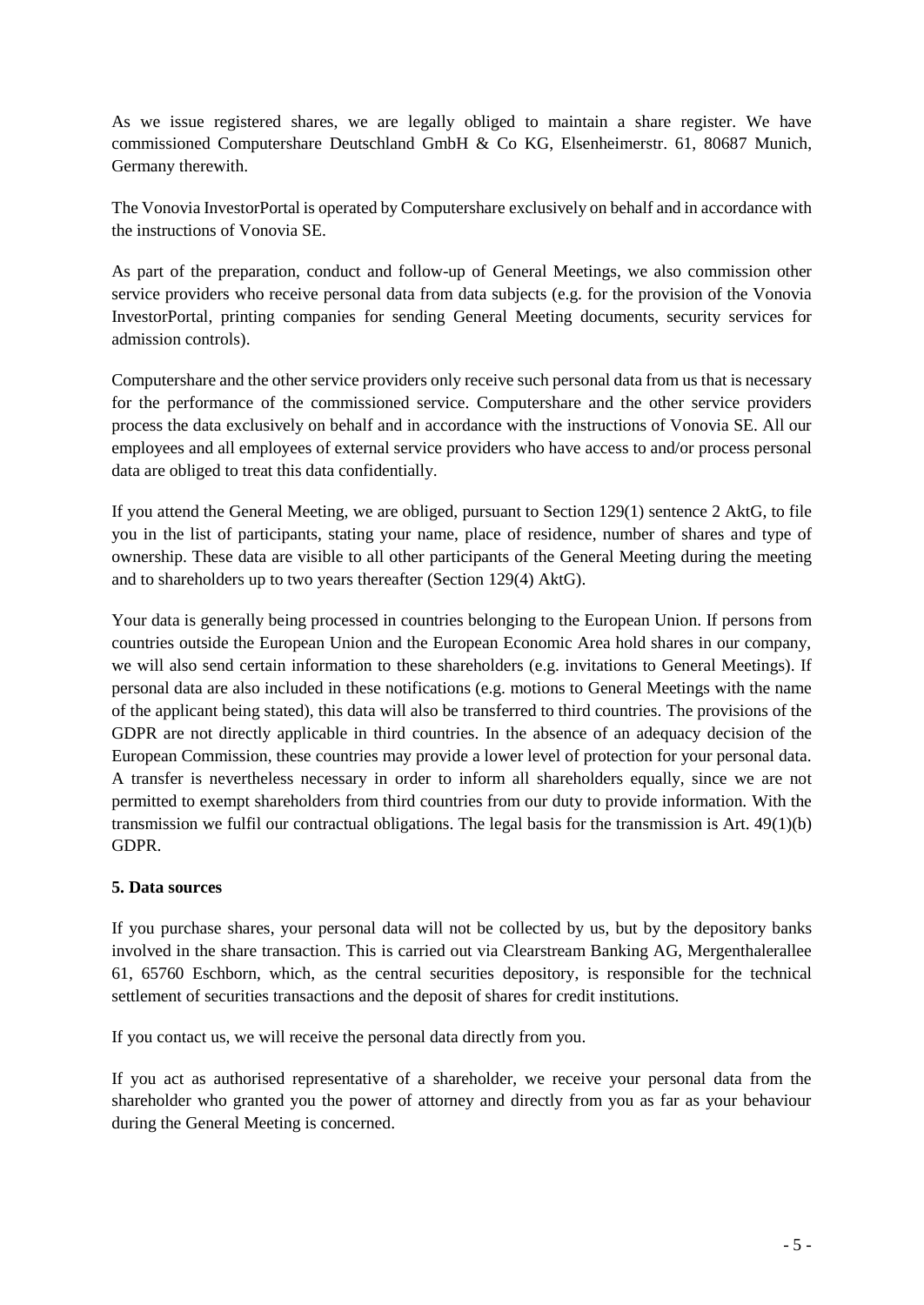As we issue registered shares, we are legally obliged to maintain a share register. We have commissioned Computershare Deutschland GmbH & Co KG, Elsenheimerstr. 61, 80687 Munich, Germany therewith.

The Vonovia InvestorPortal is operated by Computershare exclusively on behalf and in accordance with the instructions of Vonovia SE.

As part of the preparation, conduct and follow-up of General Meetings, we also commission other service providers who receive personal data from data subjects (e.g. for the provision of the Vonovia InvestorPortal, printing companies for sending General Meeting documents, security services for admission controls).

Computershare and the other service providers only receive such personal data from us that is necessary for the performance of the commissioned service. Computershare and the other service providers process the data exclusively on behalf and in accordance with the instructions of Vonovia SE. All our employees and all employees of external service providers who have access to and/or process personal data are obliged to treat this data confidentially.

If you attend the General Meeting, we are obliged, pursuant to Section 129(1) sentence 2 AktG, to file you in the list of participants, stating your name, place of residence, number of shares and type of ownership. These data are visible to all other participants of the General Meeting during the meeting and to shareholders up to two years thereafter (Section 129(4) AktG).

Your data is generally being processed in countries belonging to the European Union. If persons from countries outside the European Union and the European Economic Area hold shares in our company, we will also send certain information to these shareholders (e.g. invitations to General Meetings). If personal data are also included in these notifications (e.g. motions to General Meetings with the name of the applicant being stated), this data will also be transferred to third countries. The provisions of the GDPR are not directly applicable in third countries. In the absence of an adequacy decision of the European Commission, these countries may provide a lower level of protection for your personal data. A transfer is nevertheless necessary in order to inform all shareholders equally, since we are not permitted to exempt shareholders from third countries from our duty to provide information. With the transmission we fulfil our contractual obligations. The legal basis for the transmission is Art. 49(1)(b) GDPR.

**5. Data sources**

If you purchase shares, your personal data will not be collected by us, but by the depository banks involved in the share transaction. This is carried out via Clearstream Banking AG, Mergenthalerallee 61, 65760 Eschborn, which, as the central securities depository, is responsible for the technical settlement of securities transactions and the deposit of shares for credit institutions.

If you contact us, we will receive the personal data directly from you.

If you act as authorised representative of a shareholder, we receive your personal data from the shareholder who granted you the power of attorney and directly from you as far as your behaviour during the General Meeting is concerned.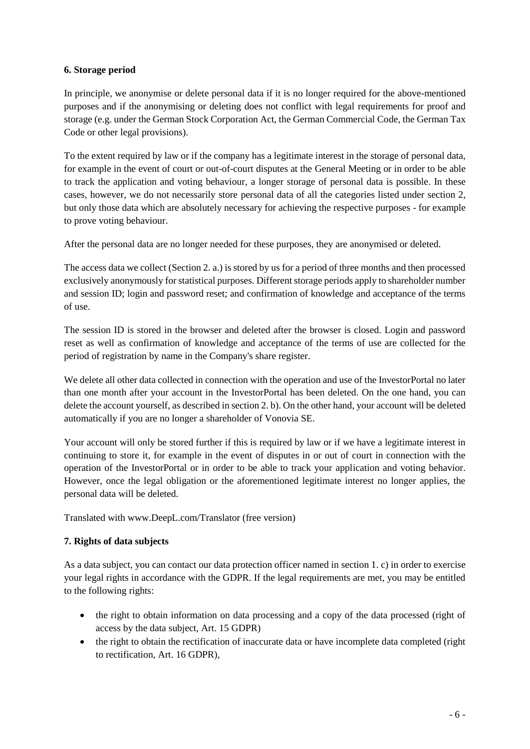**6. Storage period**

In principle, we anonymise or delete personal data if it is no longer required for the above-mentioned purposes and if the anonymising or deleting does not conflict with legal requirements for proof and storage (e.g. under the German Stock Corporation Act, the German Commercial Code, the German Tax Code or other legal provisions).

To the extent required by law or if the company has a legitimate interest in the storage of personal data, for example in the event of court or out-of-court disputes at the General Meeting or in order to be able to track the application and voting behaviour, a longer storage of personal data is possible. In these cases, however, we do not necessarily store personal data of all the categories listed under section 2, but only those data which are absolutely necessary for achieving the respective purposes - for example to prove voting behaviour.

After the personal data are no longer needed for these purposes, they are anonymised or deleted.

The access data we collect (Section 2. a.) is stored by us for a period of three months and then processed exclusively anonymously for statistical purposes. Different storage periods apply to shareholder number and session ID; login and password reset; and confirmation of knowledge and acceptance of the terms of use.

The session ID is stored in the browser and deleted after the browser is closed. Login and password reset as well as confirmation of knowledge and acceptance of the terms of use are collected for the period of registration by name in the Company's share register.

We delete all other data collected in connection with the operation and use of the InvestorPortal no later than one month after your account in the InvestorPortal has been deleted. On the one hand, you can delete the account yourself, as described in section 2. b). On the other hand, your account will be deleted automatically if you are no longer a shareholder of Vonovia SE.

Your account will only be stored further if this is required by law or if we have a legitimate interest in continuing to store it, for example in the event of disputes in or out of court in connection with the operation of the InvestorPortal or in order to be able to track your application and voting behavior. However, once the legal obligation or the aforementioned legitimate interest no longer applies, the personal data will be deleted.

Translated with www.DeepL.com/Translator (free version)

**7. Rights of data subjects**

As a data subject, you can contact our data protection officer named in section 1. c) in order to exercise your legal rights in accordance with the GDPR. If the legal requirements are met, you may be entitled to the following rights:

- the right to obtain information on data processing and a copy of the data processed (right of access by the data subject, Art. 15 GDPR)
- the right to obtain the rectification of inaccurate data or have incomplete data completed (right to rectification, Art. 16 GDPR),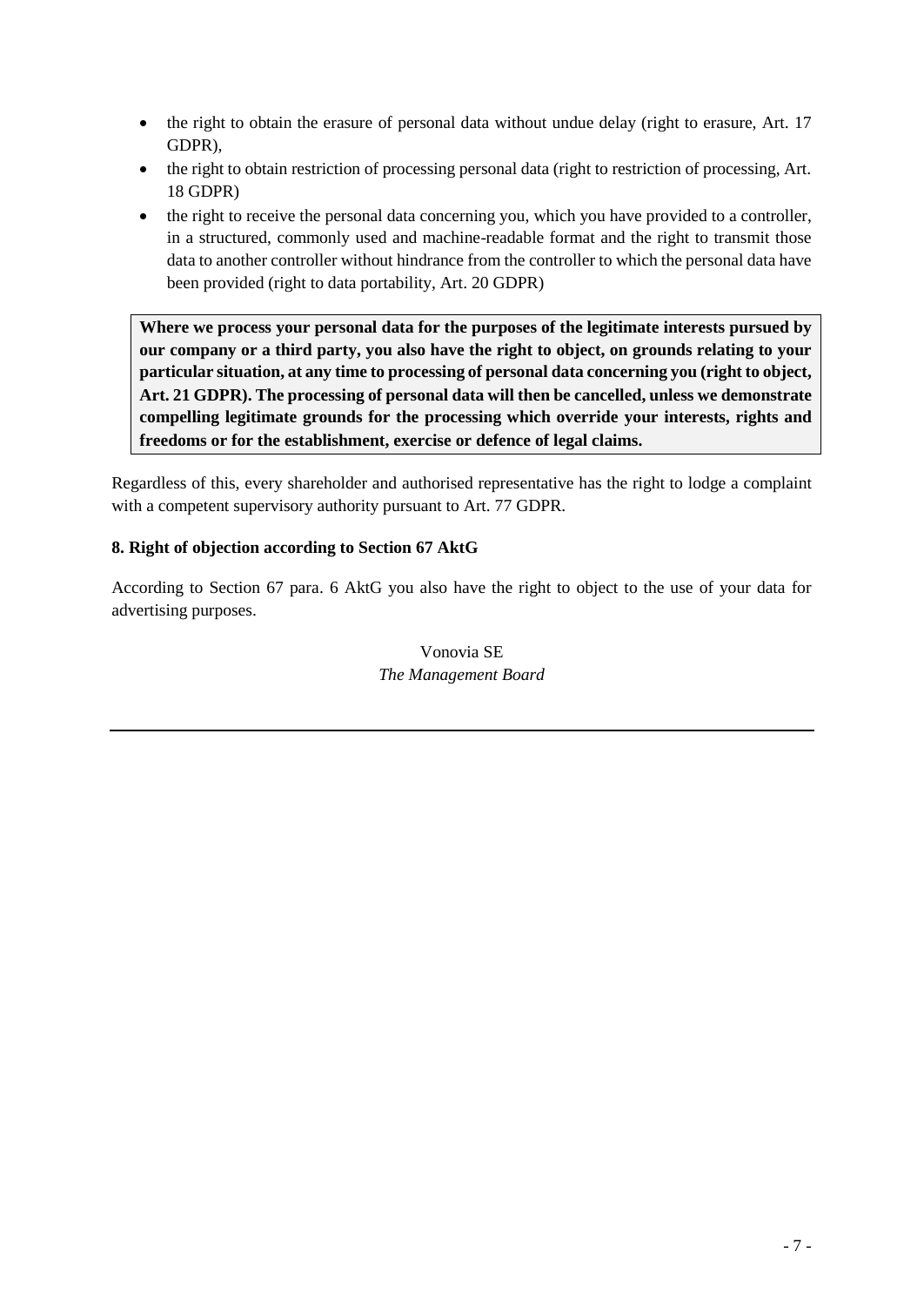- the right to obtain the erasure of personal data without undue delay (right to erasure, Art. 17 GDPR),
- the right to obtain restriction of processing personal data (right to restriction of processing, Art. 18 GDPR)
- the right to receive the personal data concerning you, which you have provided to a controller, in a structured, commonly used and machine-readable format and the right to transmit those data to another controller without hindrance from the controller to which the personal data have been provided (right to data portability, Art. 20 GDPR)

**Where we process your personal data for the purposes of the legitimate interests pursued by our company or a third party, you also have the right to object, on grounds relating to your particular situation, at any time to processing of personal data concerning you (right to object, Art. 21 GDPR). The processing of personal data will then be cancelled, unless we demonstrate compelling legitimate grounds for the processing which override your interests, rights and freedoms or for the establishment, exercise or defence of legal claims.**

Regardless of this, every shareholder and authorised representative has the right to lodge a complaint with a competent supervisory authority pursuant to Art. 77 GDPR.

**8. Right of objection according to Section 67 AktG**

According to Section 67 para. 6 AktG you also have the right to object to the use of your data for advertising purposes.

Vonovia SE
*The Management Board*